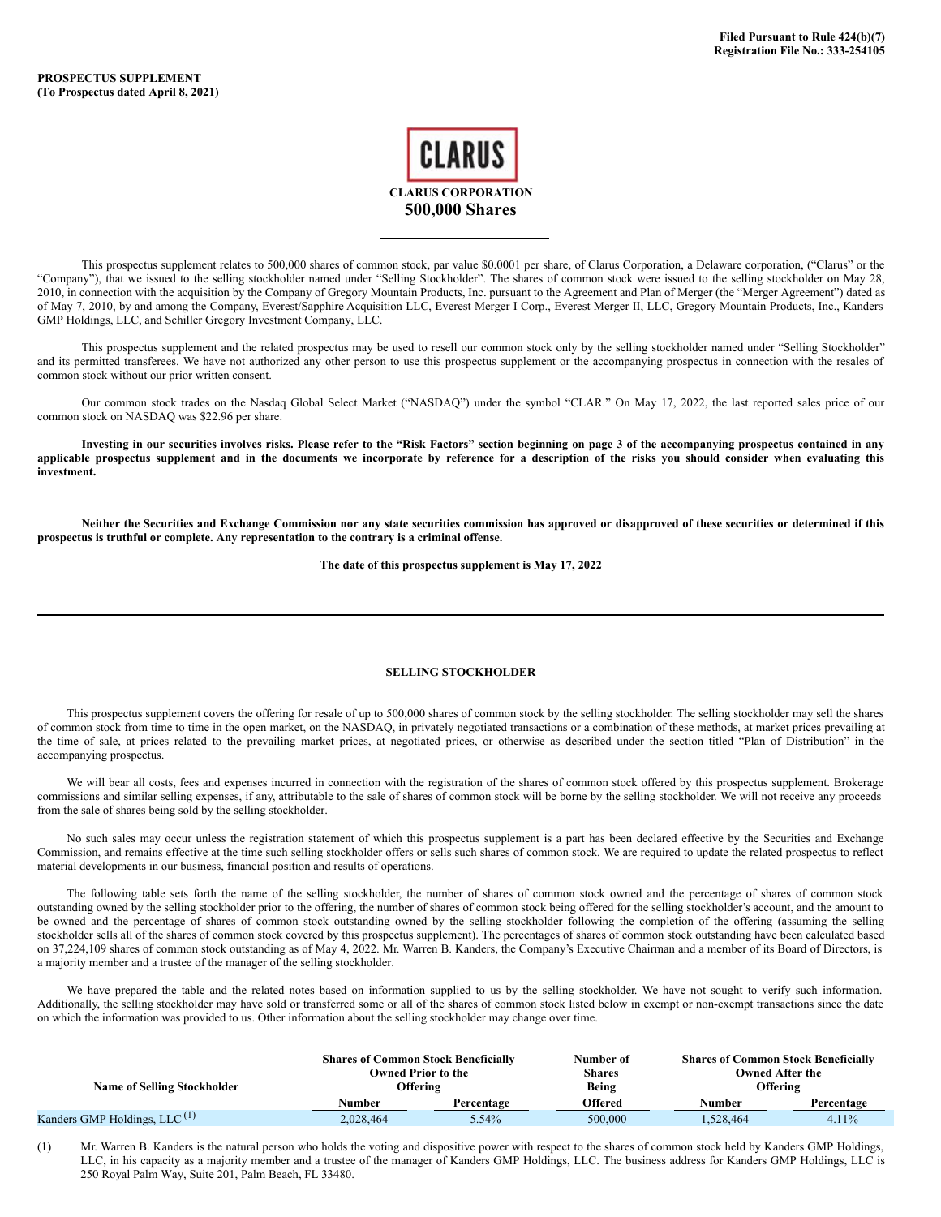Filed Pursuant to Rule 424(b)(7)
Registration File No.: 333-254105

**PROSPECTUS SUPPLEMENT**
**(To Prospectus dated April 8, 2021)**

CLARUS

**CLARUS CORPORATION**

# 500,000 Shares

---

This prospectus supplement relates to 500,000 shares of common stock, par value $0.0001 per share, of Clarus Corporation, a Delaware corporation, ("Clarus" or the "Company"), that we issued to the selling stockholder named under "Selling Stockholder". The shares of common stock were issued to the selling stockholder on May 28, 2010, in connection with the acquisition by the Company of Gregory Mountain Products, Inc. pursuant to the Agreement and Plan of Merger (the "Merger Agreement") dated as of May 7, 2010, by and among the Company, Everest/Sapphire Acquisition LLC, Everest Merger I Corp., Everest Merger II, LLC, Gregory Mountain Products, Inc., Kanders GMP Holdings, LLC, and Schiller Gregory Investment Company, LLC.

This prospectus supplement and the related prospectus may be used to resell our common stock only by the selling stockholder named under "Selling Stockholder" and its permitted transferees. We have not authorized any other person to use this prospectus supplement or the accompanying prospectus in connection with the resales of common stock without our prior written consent.

Our common stock trades on the Nasdaq Global Select Market ("NASDAQ") under the symbol "CLAR." On May 17, 2022, the last reported sales price of our common stock on NASDAQ was $22.96 per share.

**Investing in our securities involves risks. Please refer to the "Risk Factors" section beginning on page 3 of the accompanying prospectus contained in any applicable prospectus supplement and in the documents we incorporate by reference for a description of the risks you should consider when evaluating this investment.**

---

**Neither the Securities and Exchange Commission nor any state securities commission has approved or disapproved of these securities or determined if this prospectus is truthful or complete. Any representation to the contrary is a criminal offense.**

**The date of this prospectus supplement is May 17, 2022**

---

## SELLING STOCKHOLDER

This prospectus supplement covers the offering for resale of up to 500,000 shares of common stock by the selling stockholder. The selling stockholder may sell the shares of common stock from time to time in the open market, on the NASDAQ, in privately negotiated transactions or a combination of these methods, at market prices prevailing at the time of sale, at prices related to the prevailing market prices, at negotiated prices, or otherwise as described under the section titled "Plan of Distribution" in the accompanying prospectus.

We will bear all costs, fees and expenses incurred in connection with the registration of the shares of common stock offered by this prospectus supplement. Brokerage commissions and similar selling expenses, if any, attributable to the sale of shares of common stock will be borne by the selling stockholder. We will not receive any proceeds from the sale of shares being sold by the selling stockholder.

No such sales may occur unless the registration statement of which this prospectus supplement is a part has been declared effective by the Securities and Exchange Commission, and remains effective at the time such selling stockholder offers or sells such shares of common stock. We are required to update the related prospectus to reflect material developments in our business, financial position and results of operations.

The following table sets forth the name of the selling stockholder, the number of shares of common stock owned and the percentage of shares of common stock outstanding owned by the selling stockholder prior to the offering, the number of shares of common stock being offered for the selling stockholder's account, and the amount to be owned and the percentage of shares of common stock outstanding owned by the selling stockholder following the completion of the offering (assuming the selling stockholder sells all of the shares of common stock covered by this prospectus supplement). The percentages of shares of common stock outstanding have been calculated based on 37,224,109 shares of common stock outstanding as of May 4, 2022. Mr. Warren B. Kanders, the Company's Executive Chairman and a member of its Board of Directors, is a majority member and a trustee of the manager of the selling stockholder.

We have prepared the table and the related notes based on information supplied to us by the selling stockholder. We have not sought to verify such information. Additionally, the selling stockholder may have sold or transferred some or all of the shares of common stock listed below in exempt or non-exempt transactions since the date on which the information was provided to us. Other information about the selling stockholder may change over time.

| Name of Selling Stockholder | Shares of Common Stock Beneficially Owned Prior to the Offering | | Number of Shares Being | Shares of Common Stock Beneficially Owned After the Offering | |
|---|---|---|---|---|---|
| | Number | Percentage | Offered | Number | Percentage |
| Kanders GMP Holdings, LLC [(1)] | 2,028,464 | 5.54% | 500,000 | 1,528,464 | 4.11% |

(1) Mr. Warren B. Kanders is the natural person who holds the voting and dispositive power with respect to the shares of common stock held by Kanders GMP Holdings, LLC, in his capacity as a majority member and a trustee of the manager of Kanders GMP Holdings, LLC. The business address for Kanders GMP Holdings, LLC is 250 Royal Palm Way, Suite 201, Palm Beach, FL 33480.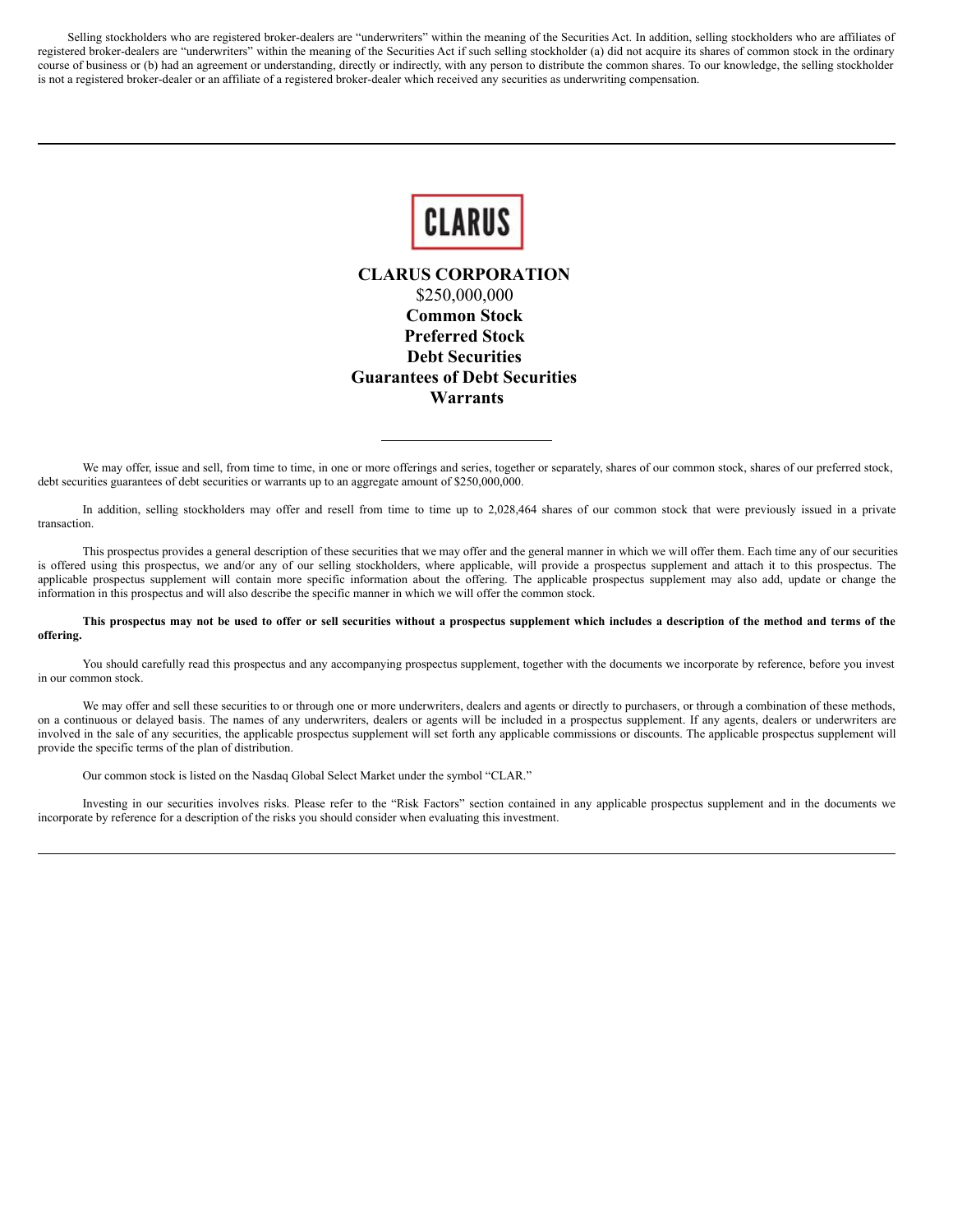Selling stockholders who are registered broker-dealers are “underwriters” within the meaning of the Securities Act. In addition, selling stockholders who are affiliates of registered broker-dealers are “underwriters” within the meaning of the Securities Act if such selling stockholder (a) did not acquire its shares of common stock in the ordinary course of business or (b) had an agreement or understanding, directly or indirectly, with any person to distribute the common shares. To our knowledge, the selling stockholder is not a registered broker-dealer or an affiliate of a registered broker-dealer which received any securities as underwriting compensation.

---

CLARUS

**CLARUS CORPORATION**

$250,000,000

**Common Stock**

**Preferred Stock**

**Debt Securities**

**Guarantees of Debt Securities**

**Warrants**

---

We may offer, issue and sell, from time to time, in one or more offerings and series, together or separately, shares of our common stock, shares of our preferred stock, debt securities guarantees of debt securities or warrants up to an aggregate amount of $250,000,000.

In addition, selling stockholders may offer and resell from time to time up to 2,028,464 shares of our common stock that were previously issued in a private transaction.

This prospectus provides a general description of these securities that we may offer and the general manner in which we will offer them. Each time any of our securities is offered using this prospectus, we and/or any of our selling stockholders, where applicable, will provide a prospectus supplement and attach it to this prospectus. The applicable prospectus supplement will contain more specific information about the offering. The applicable prospectus supplement may also add, update or change the information in this prospectus and will also describe the specific manner in which we will offer the common stock.

**This prospectus may not be used to offer or sell securities without a prospectus supplement which includes a description of the method and terms of the offering.**

You should carefully read this prospectus and any accompanying prospectus supplement, together with the documents we incorporate by reference, before you invest in our common stock.

We may offer and sell these securities to or through one or more underwriters, dealers and agents or directly to purchasers, or through a combination of these methods, on a continuous or delayed basis. The names of any underwriters, dealers or agents will be included in a prospectus supplement. If any agents, dealers or underwriters are involved in the sale of any securities, the applicable prospectus supplement will set forth any applicable commissions or discounts. The applicable prospectus supplement will provide the specific terms of the plan of distribution.

Our common stock is listed on the Nasdaq Global Select Market under the symbol “CLAR.”

Investing in our securities involves risks. Please refer to the “Risk Factors” section contained in any applicable prospectus supplement and in the documents we incorporate by reference for a description of the risks you should consider when evaluating this investment.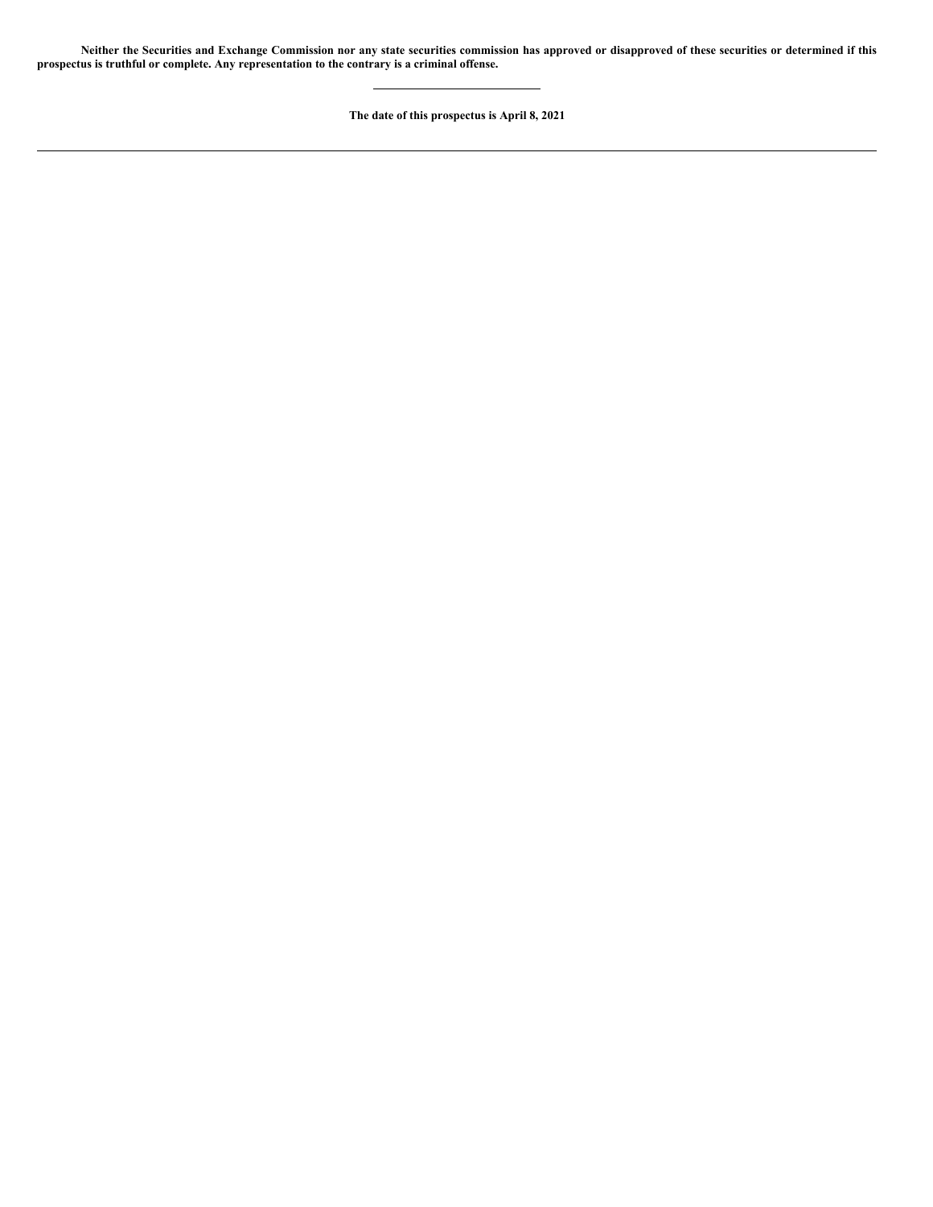**Neither the Securities and Exchange Commission nor any state securities commission has approved or disapproved of these securities or determined if this prospectus is truthful or complete. Any representation to the contrary is a criminal offense.**

---

**The date of this prospectus is April 8, 2021**

---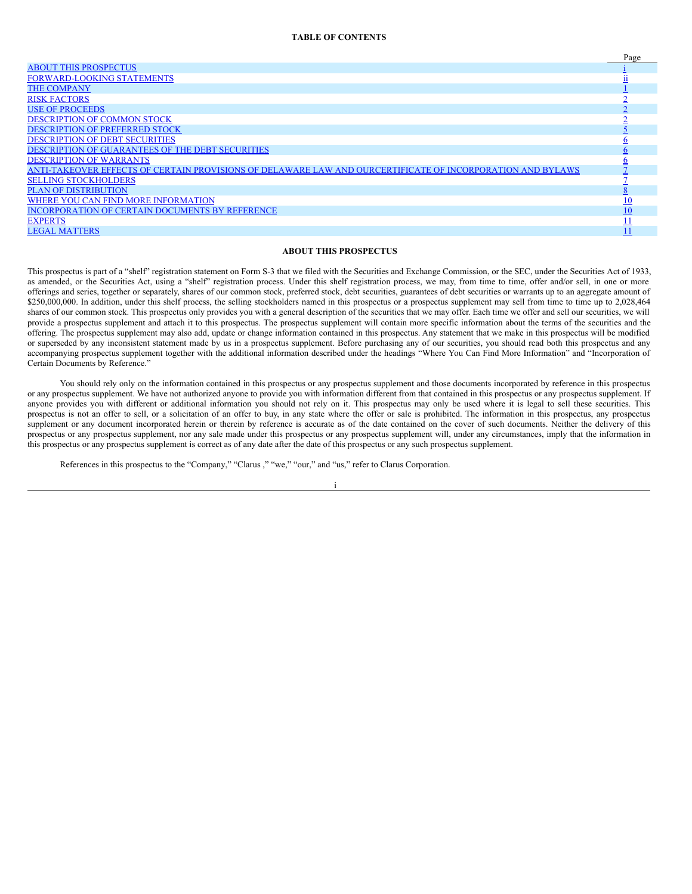**TABLE OF CONTENTS**

| | Page |
|---|---|
| ABOUT THIS PROSPECTUS | i |
| FORWARD-LOOKING STATEMENTS | ii |
| THE COMPANY | 1 |
| RISK FACTORS | 2 |
| USE OF PROCEEDS | 2 |
| DESCRIPTION OF COMMON STOCK | 2 |
| DESCRIPTION OF PREFERRED STOCK | 5 |
| DESCRIPTION OF DEBT SECURITIES | 6 |
| DESCRIPTION OF GUARANTEES OF THE DEBT SECURITIES | 6 |
| DESCRIPTION OF WARRANTS | 6 |
| ANTI-TAKEOVER EFFECTS OF CERTAIN PROVISIONS OF DELAWARE LAW AND OURCERTIFICATE OF INCORPORATION AND BYLAWS | 7 |
| SELLING STOCKHOLDERS | 7 |
| PLAN OF DISTRIBUTION | 8 |
| WHERE YOU CAN FIND MORE INFORMATION | 10 |
| INCORPORATION OF CERTAIN DOCUMENTS BY REFERENCE | 10 |
| EXPERTS | 11 |
| LEGAL MATTERS | 11 |

## ABOUT THIS PROSPECTUS

This prospectus is part of a "shelf" registration statement on Form S-3 that we filed with the Securities and Exchange Commission, or the SEC, under the Securities Act of 1933, as amended, or the Securities Act, using a "shelf" registration process. Under this shelf registration process, we may, from time to time, offer and/or sell, in one or more offerings and series, together or separately, shares of our common stock, preferred stock, debt securities, guarantees of debt securities or warrants up to an aggregate amount of $250,000,000. In addition, under this shelf process, the selling stockholders named in this prospectus or a prospectus supplement may sell from time to time up to 2,028,464 shares of our common stock. This prospectus only provides you with a general description of the securities that we may offer. Each time we offer and sell our securities, we will provide a prospectus supplement and attach it to this prospectus. The prospectus supplement will contain more specific information about the terms of the securities and the offering. The prospectus supplement may also add, update or change information contained in this prospectus. Any statement that we make in this prospectus will be modified or superseded by any inconsistent statement made by us in a prospectus supplement. Before purchasing any of our securities, you should read both this prospectus and any accompanying prospectus supplement together with the additional information described under the headings "Where You Can Find More Information" and "Incorporation of Certain Documents by Reference."

You should rely only on the information contained in this prospectus or any prospectus supplement and those documents incorporated by reference in this prospectus or any prospectus supplement. We have not authorized anyone to provide you with information different from that contained in this prospectus or any prospectus supplement. If anyone provides you with different or additional information you should not rely on it. This prospectus may only be used where it is legal to sell these securities. This prospectus is not an offer to sell, or a solicitation of an offer to buy, in any state where the offer or sale is prohibited. The information in this prospectus, any prospectus supplement or any document incorporated herein or therein by reference is accurate as of the date contained on the cover of such documents. Neither the delivery of this prospectus or any prospectus supplement, nor any sale made under this prospectus or any prospectus supplement will, under any circumstances, imply that the information in this prospectus or any prospectus supplement is correct as of any date after the date of this prospectus or any such prospectus supplement.

References in this prospectus to the "Company," "Clarus ," "we," "our," and "us," refer to Clarus Corporation.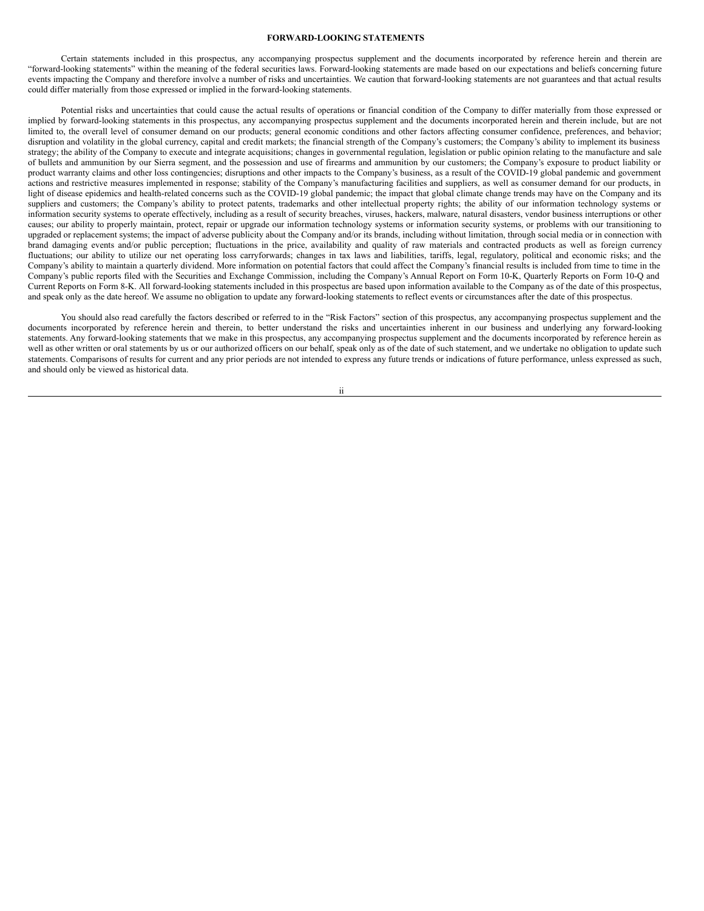## FORWARD-LOOKING STATEMENTS

Certain statements included in this prospectus, any accompanying prospectus supplement and the documents incorporated by reference herein and therein are "forward-looking statements" within the meaning of the federal securities laws. Forward-looking statements are made based on our expectations and beliefs concerning future events impacting the Company and therefore involve a number of risks and uncertainties. We caution that forward-looking statements are not guarantees and that actual results could differ materially from those expressed or implied in the forward-looking statements.

Potential risks and uncertainties that could cause the actual results of operations or financial condition of the Company to differ materially from those expressed or implied by forward-looking statements in this prospectus, any accompanying prospectus supplement and the documents incorporated herein and therein include, but are not limited to, the overall level of consumer demand on our products; general economic conditions and other factors affecting consumer confidence, preferences, and behavior; disruption and volatility in the global currency, capital and credit markets; the financial strength of the Company's customers; the Company's ability to implement its business strategy; the ability of the Company to execute and integrate acquisitions; changes in governmental regulation, legislation or public opinion relating to the manufacture and sale of bullets and ammunition by our Sierra segment, and the possession and use of firearms and ammunition by our customers; the Company's exposure to product liability or product warranty claims and other loss contingencies; disruptions and other impacts to the Company's business, as a result of the COVID-19 global pandemic and government actions and restrictive measures implemented in response; stability of the Company's manufacturing facilities and suppliers, as well as consumer demand for our products, in light of disease epidemics and health-related concerns such as the COVID-19 global pandemic; the impact that global climate change trends may have on the Company and its suppliers and customers; the Company's ability to protect patents, trademarks and other intellectual property rights; the ability of our information technology systems or information security systems to operate effectively, including as a result of security breaches, viruses, hackers, malware, natural disasters, vendor business interruptions or other causes; our ability to properly maintain, protect, repair or upgrade our information technology systems or information security systems, or problems with our transitioning to upgraded or replacement systems; the impact of adverse publicity about the Company and/or its brands, including without limitation, through social media or in connection with brand damaging events and/or public perception; fluctuations in the price, availability and quality of raw materials and contracted products as well as foreign currency fluctuations; our ability to utilize our net operating loss carryforwards; changes in tax laws and liabilities, tariffs, legal, regulatory, political and economic risks; and the Company's ability to maintain a quarterly dividend. More information on potential factors that could affect the Company's financial results is included from time to time in the Company's public reports filed with the Securities and Exchange Commission, including the Company's Annual Report on Form 10-K, Quarterly Reports on Form 10-Q and Current Reports on Form 8-K. All forward-looking statements included in this prospectus are based upon information available to the Company as of the date of this prospectus, and speak only as the date hereof. We assume no obligation to update any forward-looking statements to reflect events or circumstances after the date of this prospectus.

You should also read carefully the factors described or referred to in the "Risk Factors" section of this prospectus, any accompanying prospectus supplement and the documents incorporated by reference herein and therein, to better understand the risks and uncertainties inherent in our business and underlying any forward-looking statements. Any forward-looking statements that we make in this prospectus, any accompanying prospectus supplement and the documents incorporated by reference herein as well as other written or oral statements by us or our authorized officers on our behalf, speak only as of the date of such statement, and we undertake no obligation to update such statements. Comparisons of results for current and any prior periods are not intended to express any future trends or indications of future performance, unless expressed as such, and should only be viewed as historical data.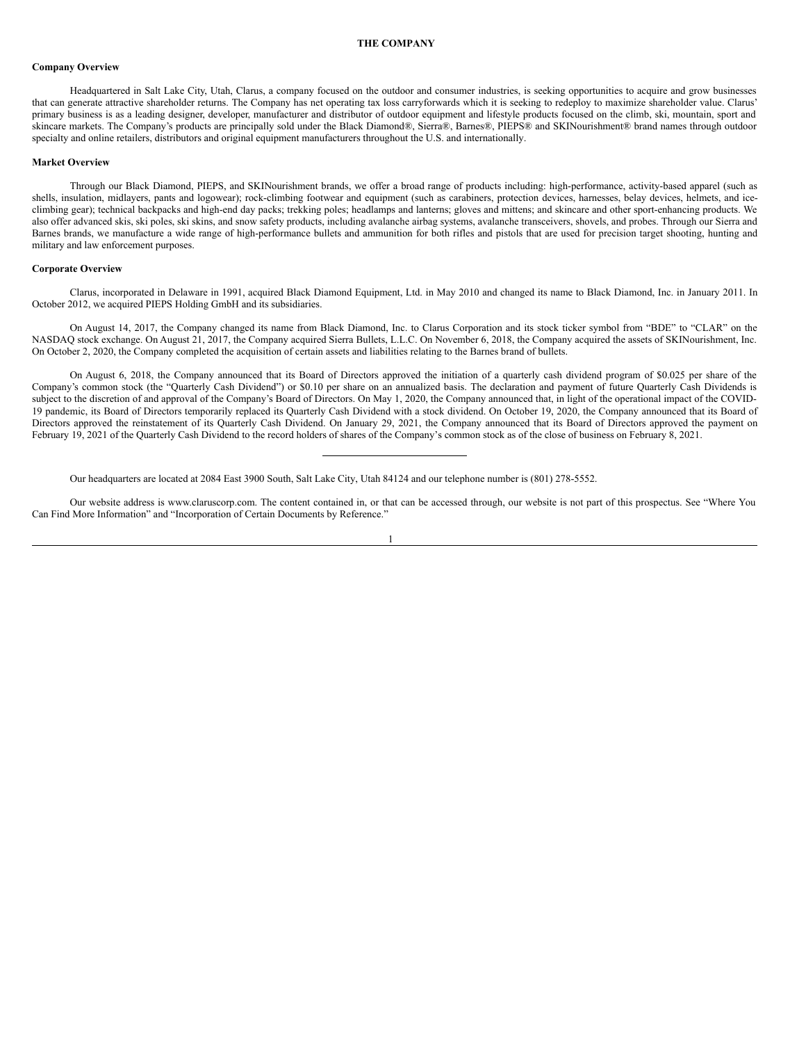# THE COMPANY

### Company Overview

Headquartered in Salt Lake City, Utah, Clarus, a company focused on the outdoor and consumer industries, is seeking opportunities to acquire and grow businesses that can generate attractive shareholder returns. The Company has net operating tax loss carryforwards which it is seeking to redeploy to maximize shareholder value. Clarus' primary business is as a leading designer, developer, manufacturer and distributor of outdoor equipment and lifestyle products focused on the climb, ski, mountain, sport and skincare markets. The Company's products are principally sold under the Black Diamond®, Sierra®, Barnes®, PIEPS® and SKINourishment® brand names through outdoor specialty and online retailers, distributors and original equipment manufacturers throughout the U.S. and internationally.

### Market Overview

Through our Black Diamond, PIEPS, and SKINourishment brands, we offer a broad range of products including: high-performance, activity-based apparel (such as shells, insulation, midlayers, pants and logowear); rock-climbing footwear and equipment (such as carabiners, protection devices, harnesses, belay devices, helmets, and ice-climbing gear); technical backpacks and high-end day packs; trekking poles; headlamps and lanterns; gloves and mittens; and skincare and other sport-enhancing products. We also offer advanced skis, ski poles, ski skins, and snow safety products, including avalanche airbag systems, avalanche transceivers, shovels, and probes. Through our Sierra and Barnes brands, we manufacture a wide range of high-performance bullets and ammunition for both rifles and pistols that are used for precision target shooting, hunting and military and law enforcement purposes.

### Corporate Overview

Clarus, incorporated in Delaware in 1991, acquired Black Diamond Equipment, Ltd. in May 2010 and changed its name to Black Diamond, Inc. in January 2011. In October 2012, we acquired PIEPS Holding GmbH and its subsidiaries.

On August 14, 2017, the Company changed its name from Black Diamond, Inc. to Clarus Corporation and its stock ticker symbol from "BDE" to "CLAR" on the NASDAQ stock exchange. On August 21, 2017, the Company acquired Sierra Bullets, L.L.C. On November 6, 2018, the Company acquired the assets of SKINourishment, Inc. On October 2, 2020, the Company completed the acquisition of certain assets and liabilities relating to the Barnes brand of bullets.

On August 6, 2018, the Company announced that its Board of Directors approved the initiation of a quarterly cash dividend program of $0.025 per share of the Company's common stock (the "Quarterly Cash Dividend") or $0.10 per share on an annualized basis. The declaration and payment of future Quarterly Cash Dividends is subject to the discretion of and approval of the Company's Board of Directors. On May 1, 2020, the Company announced that, in light of the operational impact of the COVID-19 pandemic, its Board of Directors temporarily replaced its Quarterly Cash Dividend with a stock dividend. On October 19, 2020, the Company announced that its Board of Directors approved the reinstatement of its Quarterly Cash Dividend. On January 29, 2021, the Company announced that its Board of Directors approved the payment on February 19, 2021 of the Quarterly Cash Dividend to the record holders of shares of the Company's common stock as of the close of business on February 8, 2021.

---

Our headquarters are located at 2084 East 3900 South, Salt Lake City, Utah 84124 and our telephone number is (801) 278-5552.

Our website address is www.claruscorp.com. The content contained in, or that can be accessed through, our website is not part of this prospectus. See "Where You Can Find More Information" and "Incorporation of Certain Documents by Reference."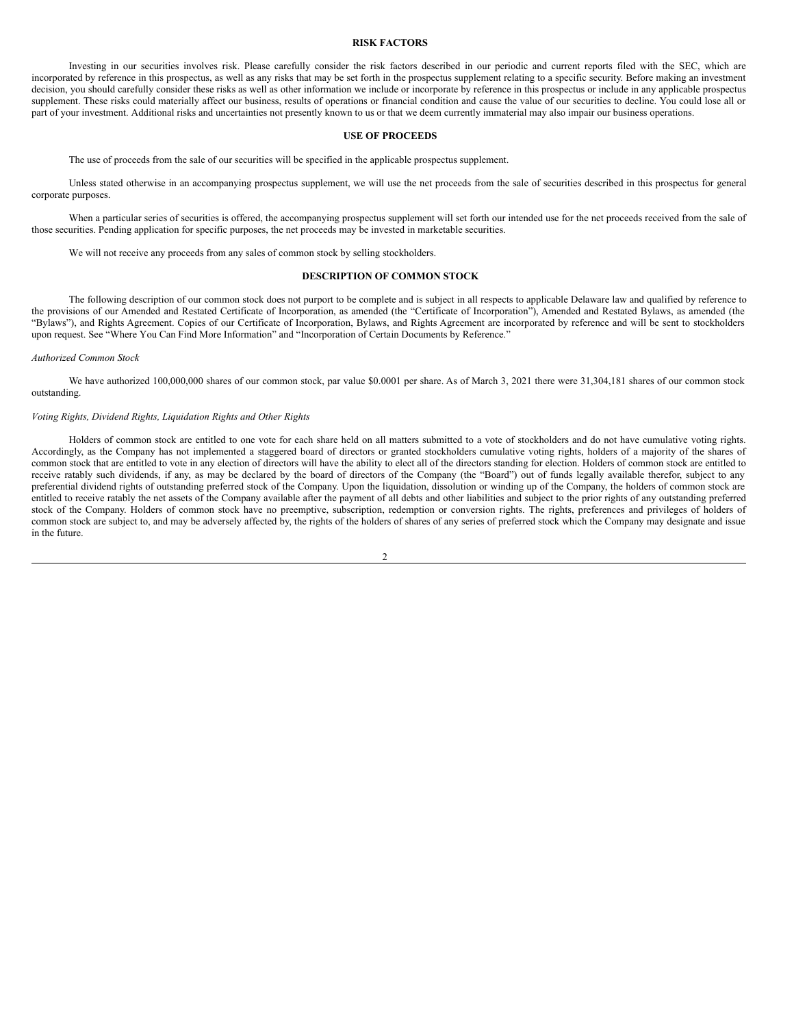## RISK FACTORS

Investing in our securities involves risk. Please carefully consider the risk factors described in our periodic and current reports filed with the SEC, which are incorporated by reference in this prospectus, as well as any risks that may be set forth in the prospectus supplement relating to a specific security. Before making an investment decision, you should carefully consider these risks as well as other information we include or incorporate by reference in this prospectus or include in any applicable prospectus supplement. These risks could materially affect our business, results of operations or financial condition and cause the value of our securities to decline. You could lose all or part of your investment. Additional risks and uncertainties not presently known to us or that we deem currently immaterial may also impair our business operations.

## USE OF PROCEEDS

The use of proceeds from the sale of our securities will be specified in the applicable prospectus supplement.

Unless stated otherwise in an accompanying prospectus supplement, we will use the net proceeds from the sale of securities described in this prospectus for general corporate purposes.

When a particular series of securities is offered, the accompanying prospectus supplement will set forth our intended use for the net proceeds received from the sale of those securities. Pending application for specific purposes, the net proceeds may be invested in marketable securities.

We will not receive any proceeds from any sales of common stock by selling stockholders.

## DESCRIPTION OF COMMON STOCK

The following description of our common stock does not purport to be complete and is subject in all respects to applicable Delaware law and qualified by reference to the provisions of our Amended and Restated Certificate of Incorporation, as amended (the "Certificate of Incorporation"), Amended and Restated Bylaws, as amended (the "Bylaws"), and Rights Agreement. Copies of our Certificate of Incorporation, Bylaws, and Rights Agreement are incorporated by reference and will be sent to stockholders upon request. See "Where You Can Find More Information" and "Incorporation of Certain Documents by Reference."

*Authorized Common Stock*

We have authorized 100,000,000 shares of our common stock, par value $0.0001 per share. As of March 3, 2021 there were 31,304,181 shares of our common stock outstanding.

*Voting Rights, Dividend Rights, Liquidation Rights and Other Rights*

Holders of common stock are entitled to one vote for each share held on all matters submitted to a vote of stockholders and do not have cumulative voting rights. Accordingly, as the Company has not implemented a staggered board of directors or granted stockholders cumulative voting rights, holders of a majority of the shares of common stock that are entitled to vote in any election of directors will have the ability to elect all of the directors standing for election. Holders of common stock are entitled to receive ratably such dividends, if any, as may be declared by the board of directors of the Company (the "Board") out of funds legally available therefor, subject to any preferential dividend rights of outstanding preferred stock of the Company. Upon the liquidation, dissolution or winding up of the Company, the holders of common stock are entitled to receive ratably the net assets of the Company available after the payment of all debts and other liabilities and subject to the prior rights of any outstanding preferred stock of the Company. Holders of common stock have no preemptive, subscription, redemption or conversion rights. The rights, preferences and privileges of holders of common stock are subject to, and may be adversely affected by, the rights of the holders of shares of any series of preferred stock which the Company may designate and issue in the future.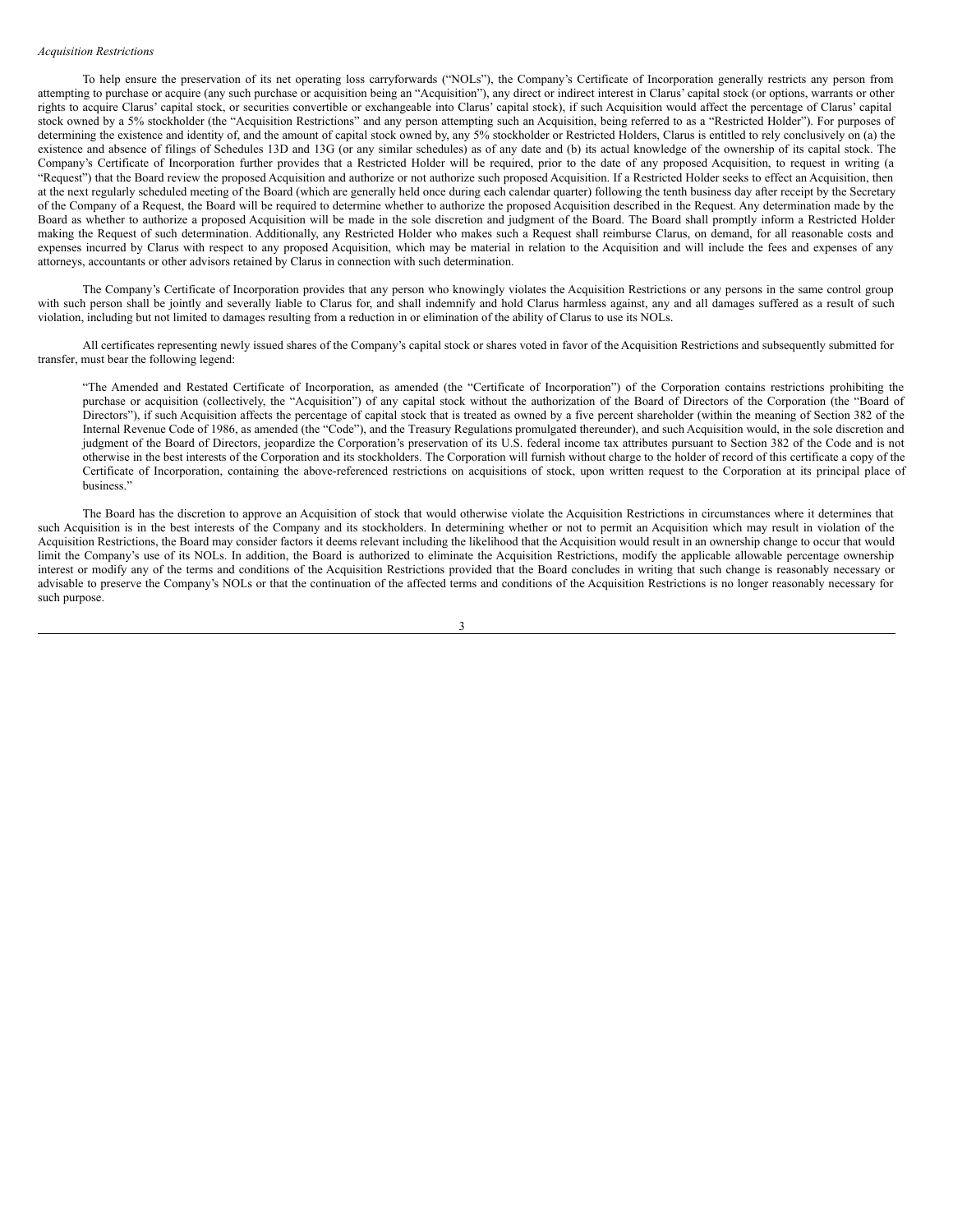*Acquisition Restrictions*

To help ensure the preservation of its net operating loss carryforwards ("NOLs"), the Company's Certificate of Incorporation generally restricts any person from attempting to purchase or acquire (any such purchase or acquisition being an "Acquisition"), any direct or indirect interest in Clarus' capital stock (or options, warrants or other rights to acquire Clarus' capital stock, or securities convertible or exchangeable into Clarus' capital stock), if such Acquisition would affect the percentage of Clarus' capital stock owned by a 5% stockholder (the "Acquisition Restrictions" and any person attempting such an Acquisition, being referred to as a "Restricted Holder"). For purposes of determining the existence and identity of, and the amount of capital stock owned by, any 5% stockholder or Restricted Holders, Clarus is entitled to rely conclusively on (a) the existence and absence of filings of Schedules 13D and 13G (or any similar schedules) as of any date and (b) its actual knowledge of the ownership of its capital stock. The Company's Certificate of Incorporation further provides that a Restricted Holder will be required, prior to the date of any proposed Acquisition, to request in writing (a "Request") that the Board review the proposed Acquisition and authorize or not authorize such proposed Acquisition. If a Restricted Holder seeks to effect an Acquisition, then at the next regularly scheduled meeting of the Board (which are generally held once during each calendar quarter) following the tenth business day after receipt by the Secretary of the Company of a Request, the Board will be required to determine whether to authorize the proposed Acquisition described in the Request. Any determination made by the Board as whether to authorize a proposed Acquisition will be made in the sole discretion and judgment of the Board. The Board shall promptly inform a Restricted Holder making the Request of such determination. Additionally, any Restricted Holder who makes such a Request shall reimburse Clarus, on demand, for all reasonable costs and expenses incurred by Clarus with respect to any proposed Acquisition, which may be material in relation to the Acquisition and will include the fees and expenses of any attorneys, accountants or other advisors retained by Clarus in connection with such determination.

The Company's Certificate of Incorporation provides that any person who knowingly violates the Acquisition Restrictions or any persons in the same control group with such person shall be jointly and severally liable to Clarus for, and shall indemnify and hold Clarus harmless against, any and all damages suffered as a result of such violation, including but not limited to damages resulting from a reduction in or elimination of the ability of Clarus to use its NOLs.

All certificates representing newly issued shares of the Company's capital stock or shares voted in favor of the Acquisition Restrictions and subsequently submitted for transfer, must bear the following legend:

> "The Amended and Restated Certificate of Incorporation, as amended (the "Certificate of Incorporation") of the Corporation contains restrictions prohibiting the purchase or acquisition (collectively, the "Acquisition") of any capital stock without the authorization of the Board of Directors of the Corporation (the "Board of Directors"), if such Acquisition affects the percentage of capital stock that is treated as owned by a five percent shareholder (within the meaning of Section 382 of the Internal Revenue Code of 1986, as amended (the "Code"), and the Treasury Regulations promulgated thereunder), and such Acquisition would, in the sole discretion and judgment of the Board of Directors, jeopardize the Corporation's preservation of its U.S. federal income tax attributes pursuant to Section 382 of the Code and is not otherwise in the best interests of the Corporation and its stockholders. The Corporation will furnish without charge to the holder of record of this certificate a copy of the Certificate of Incorporation, containing the above-referenced restrictions on acquisitions of stock, upon written request to the Corporation at its principal place of business."

The Board has the discretion to approve an Acquisition of stock that would otherwise violate the Acquisition Restrictions in circumstances where it determines that such Acquisition is in the best interests of the Company and its stockholders. In determining whether or not to permit an Acquisition which may result in violation of the Acquisition Restrictions, the Board may consider factors it deems relevant including the likelihood that the Acquisition would result in an ownership change to occur that would limit the Company's use of its NOLs. In addition, the Board is authorized to eliminate the Acquisition Restrictions, modify the applicable allowable percentage ownership interest or modify any of the terms and conditions of the Acquisition Restrictions provided that the Board concludes in writing that such change is reasonably necessary or advisable to preserve the Company's NOLs or that the continuation of the affected terms and conditions of the Acquisition Restrictions is no longer reasonably necessary for such purpose.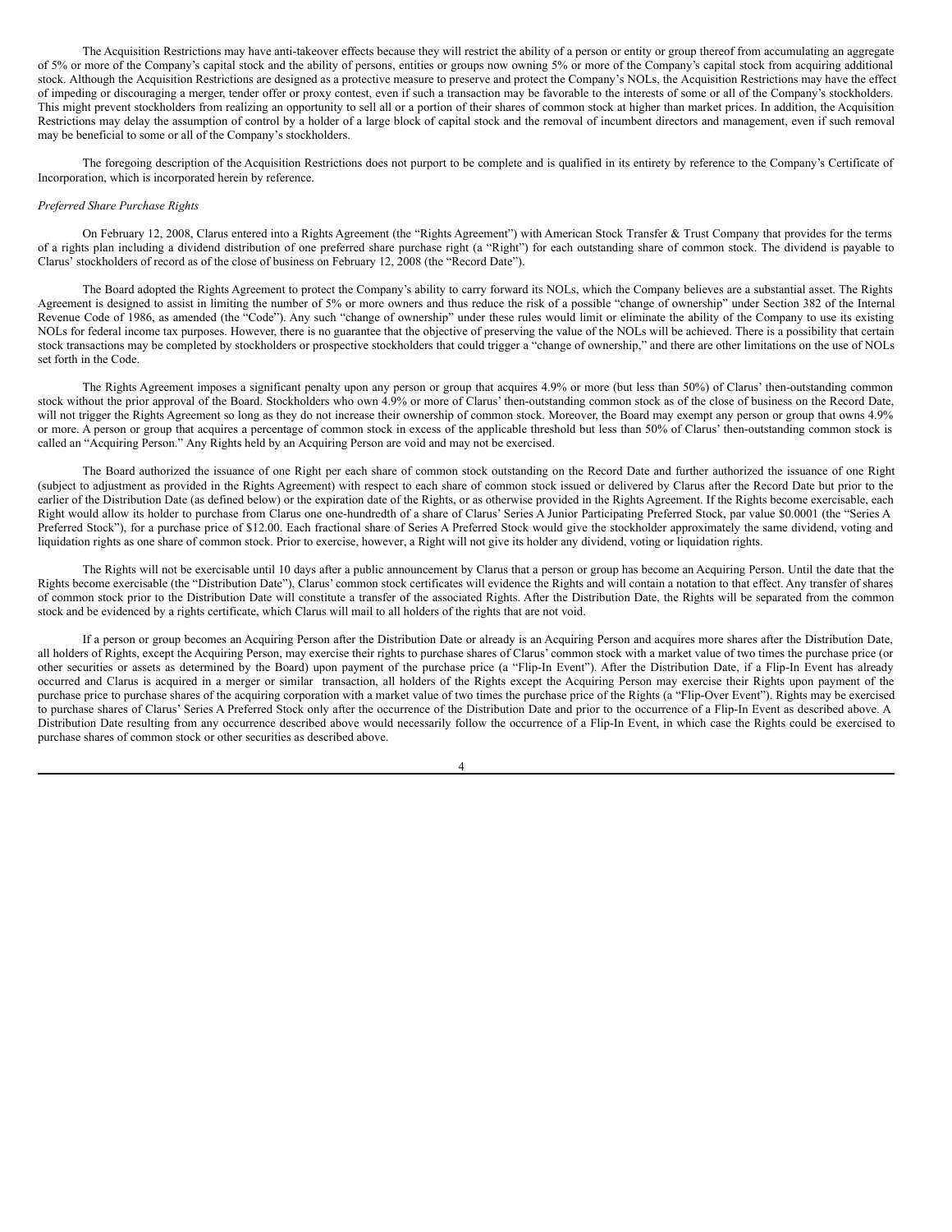The Acquisition Restrictions may have anti-takeover effects because they will restrict the ability of a person or entity or group thereof from accumulating an aggregate of 5% or more of the Company's capital stock and the ability of persons, entities or groups now owning 5% or more of the Company's capital stock from acquiring additional stock. Although the Acquisition Restrictions are designed as a protective measure to preserve and protect the Company's NOLs, the Acquisition Restrictions may have the effect of impeding or discouraging a merger, tender offer or proxy contest, even if such a transaction may be favorable to the interests of some or all of the Company's stockholders. This might prevent stockholders from realizing an opportunity to sell all or a portion of their shares of common stock at higher than market prices. In addition, the Acquisition Restrictions may delay the assumption of control by a holder of a large block of capital stock and the removal of incumbent directors and management, even if such removal may be beneficial to some or all of the Company's stockholders.

The foregoing description of the Acquisition Restrictions does not purport to be complete and is qualified in its entirety by reference to the Company's Certificate of Incorporation, which is incorporated herein by reference.

*Preferred Share Purchase Rights*

On February 12, 2008, Clarus entered into a Rights Agreement (the "Rights Agreement") with American Stock Transfer & Trust Company that provides for the terms of a rights plan including a dividend distribution of one preferred share purchase right (a "Right") for each outstanding share of common stock. The dividend is payable to Clarus' stockholders of record as of the close of business on February 12, 2008 (the "Record Date").

The Board adopted the Rights Agreement to protect the Company's ability to carry forward its NOLs, which the Company believes are a substantial asset. The Rights Agreement is designed to assist in limiting the number of 5% or more owners and thus reduce the risk of a possible "change of ownership" under Section 382 of the Internal Revenue Code of 1986, as amended (the "Code"). Any such "change of ownership" under these rules would limit or eliminate the ability of the Company to use its existing NOLs for federal income tax purposes. However, there is no guarantee that the objective of preserving the value of the NOLs will be achieved. There is a possibility that certain stock transactions may be completed by stockholders or prospective stockholders that could trigger a "change of ownership," and there are other limitations on the use of NOLs set forth in the Code.

The Rights Agreement imposes a significant penalty upon any person or group that acquires 4.9% or more (but less than 50%) of Clarus' then-outstanding common stock without the prior approval of the Board. Stockholders who own 4.9% or more of Clarus' then-outstanding common stock as of the close of business on the Record Date, will not trigger the Rights Agreement so long as they do not increase their ownership of common stock. Moreover, the Board may exempt any person or group that owns 4.9% or more. A person or group that acquires a percentage of common stock in excess of the applicable threshold but less than 50% of Clarus' then-outstanding common stock is called an "Acquiring Person." Any Rights held by an Acquiring Person are void and may not be exercised.

The Board authorized the issuance of one Right per each share of common stock outstanding on the Record Date and further authorized the issuance of one Right (subject to adjustment as provided in the Rights Agreement) with respect to each share of common stock issued or delivered by Clarus after the Record Date but prior to the earlier of the Distribution Date (as defined below) or the expiration date of the Rights, or as otherwise provided in the Rights Agreement. If the Rights become exercisable, each Right would allow its holder to purchase from Clarus one one-hundredth of a share of Clarus' Series A Junior Participating Preferred Stock, par value $0.0001 (the "Series A Preferred Stock"), for a purchase price of $12.00. Each fractional share of Series A Preferred Stock would give the stockholder approximately the same dividend, voting and liquidation rights as one share of common stock. Prior to exercise, however, a Right will not give its holder any dividend, voting or liquidation rights.

The Rights will not be exercisable until 10 days after a public announcement by Clarus that a person or group has become an Acquiring Person. Until the date that the Rights become exercisable (the "Distribution Date"), Clarus' common stock certificates will evidence the Rights and will contain a notation to that effect. Any transfer of shares of common stock prior to the Distribution Date will constitute a transfer of the associated Rights. After the Distribution Date, the Rights will be separated from the common stock and be evidenced by a rights certificate, which Clarus will mail to all holders of the rights that are not void.

If a person or group becomes an Acquiring Person after the Distribution Date or already is an Acquiring Person and acquires more shares after the Distribution Date, all holders of Rights, except the Acquiring Person, may exercise their rights to purchase shares of Clarus' common stock with a market value of two times the purchase price (or other securities or assets as determined by the Board) upon payment of the purchase price (a "Flip-In Event"). After the Distribution Date, if a Flip-In Event has already occurred and Clarus is acquired in a merger or similar transaction, all holders of the Rights except the Acquiring Person may exercise their Rights upon payment of the purchase price to purchase shares of the acquiring corporation with a market value of two times the purchase price of the Rights (a "Flip-Over Event"). Rights may be exercised to purchase shares of Clarus' Series A Preferred Stock only after the occurrence of the Distribution Date and prior to the occurrence of a Flip-In Event as described above. A Distribution Date resulting from any occurrence described above would necessarily follow the occurrence of a Flip-In Event, in which case the Rights could be exercised to purchase shares of common stock or other securities as described above.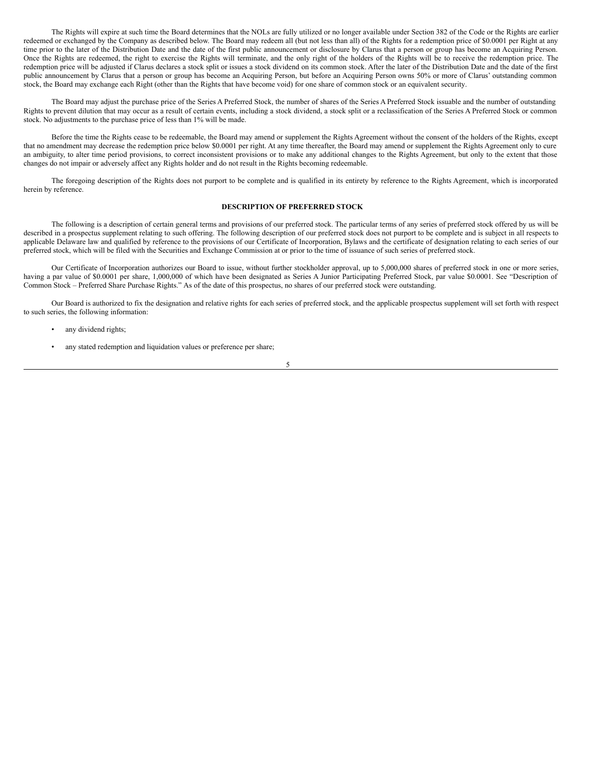The Rights will expire at such time the Board determines that the NOLs are fully utilized or no longer available under Section 382 of the Code or the Rights are earlier redeemed or exchanged by the Company as described below. The Board may redeem all (but not less than all) of the Rights for a redemption price of $0.0001 per Right at any time prior to the later of the Distribution Date and the date of the first public announcement or disclosure by Clarus that a person or group has become an Acquiring Person. Once the Rights are redeemed, the right to exercise the Rights will terminate, and the only right of the holders of the Rights will be to receive the redemption price. The redemption price will be adjusted if Clarus declares a stock split or issues a stock dividend on its common stock. After the later of the Distribution Date and the date of the first public announcement by Clarus that a person or group has become an Acquiring Person, but before an Acquiring Person owns 50% or more of Clarus' outstanding common stock, the Board may exchange each Right (other than the Rights that have become void) for one share of common stock or an equivalent security.

The Board may adjust the purchase price of the Series A Preferred Stock, the number of shares of the Series A Preferred Stock issuable and the number of outstanding Rights to prevent dilution that may occur as a result of certain events, including a stock dividend, a stock split or a reclassification of the Series A Preferred Stock or common stock. No adjustments to the purchase price of less than 1% will be made.

Before the time the Rights cease to be redeemable, the Board may amend or supplement the Rights Agreement without the consent of the holders of the Rights, except that no amendment may decrease the redemption price below $0.0001 per right. At any time thereafter, the Board may amend or supplement the Rights Agreement only to cure an ambiguity, to alter time period provisions, to correct inconsistent provisions or to make any additional changes to the Rights Agreement, but only to the extent that those changes do not impair or adversely affect any Rights holder and do not result in the Rights becoming redeemable.

The foregoing description of the Rights does not purport to be complete and is qualified in its entirety by reference to the Rights Agreement, which is incorporated herein by reference.

## DESCRIPTION OF PREFERRED STOCK

The following is a description of certain general terms and provisions of our preferred stock. The particular terms of any series of preferred stock offered by us will be described in a prospectus supplement relating to such offering. The following description of our preferred stock does not purport to be complete and is subject in all respects to applicable Delaware law and qualified by reference to the provisions of our Certificate of Incorporation, Bylaws and the certificate of designation relating to each series of our preferred stock, which will be filed with the Securities and Exchange Commission at or prior to the time of issuance of such series of preferred stock.

Our Certificate of Incorporation authorizes our Board to issue, without further stockholder approval, up to 5,000,000 shares of preferred stock in one or more series, having a par value of $0.0001 per share, 1,000,000 of which have been designated as Series A Junior Participating Preferred Stock, par value $0.0001. See "Description of Common Stock – Preferred Share Purchase Rights." As of the date of this prospectus, no shares of our preferred stock were outstanding.

Our Board is authorized to fix the designation and relative rights for each series of preferred stock, and the applicable prospectus supplement will set forth with respect to such series, the following information:

- any dividend rights;
- any stated redemption and liquidation values or preference per share;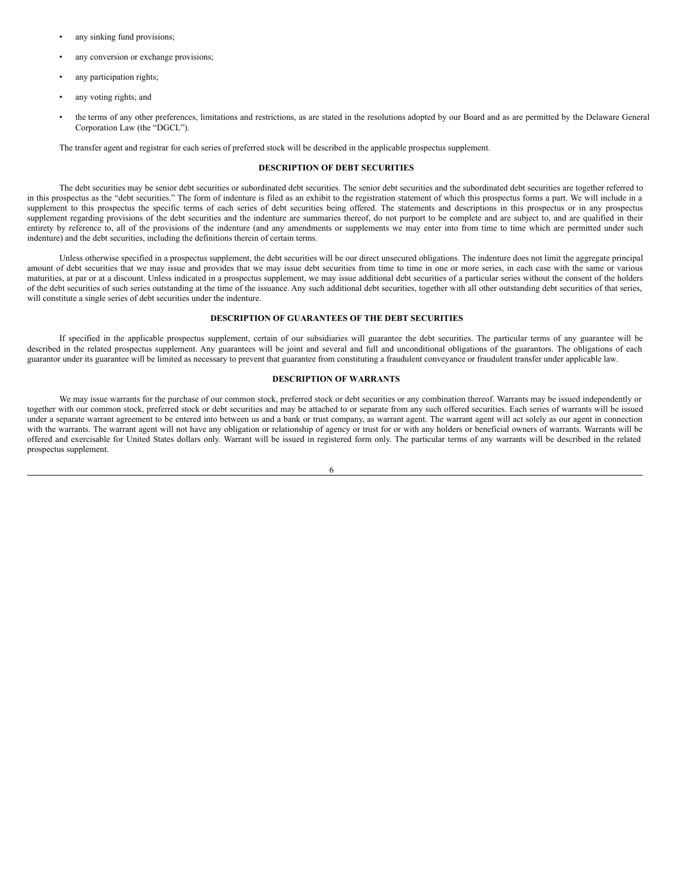- any sinking fund provisions;
- any conversion or exchange provisions;
- any participation rights;
- any voting rights; and
- the terms of any other preferences, limitations and restrictions, as are stated in the resolutions adopted by our Board and as are permitted by the Delaware General Corporation Law (the "DGCL").

The transfer agent and registrar for each series of preferred stock will be described in the applicable prospectus supplement.

## DESCRIPTION OF DEBT SECURITIES

The debt securities may be senior debt securities or subordinated debt securities. The senior debt securities and the subordinated debt securities are together referred to in this prospectus as the "debt securities." The form of indenture is filed as an exhibit to the registration statement of which this prospectus forms a part. We will include in a supplement to this prospectus the specific terms of each series of debt securities being offered. The statements and descriptions in this prospectus or in any prospectus supplement regarding provisions of the debt securities and the indenture are summaries thereof, do not purport to be complete and are subject to, and are qualified in their entirety by reference to, all of the provisions of the indenture (and any amendments or supplements we may enter into from time to time which are permitted under such indenture) and the debt securities, including the definitions therein of certain terms.

Unless otherwise specified in a prospectus supplement, the debt securities will be our direct unsecured obligations. The indenture does not limit the aggregate principal amount of debt securities that we may issue and provides that we may issue debt securities from time to time in one or more series, in each case with the same or various maturities, at par or at a discount. Unless indicated in a prospectus supplement, we may issue additional debt securities of a particular series without the consent of the holders of the debt securities of such series outstanding at the time of the issuance. Any such additional debt securities, together with all other outstanding debt securities of that series, will constitute a single series of debt securities under the indenture.

## DESCRIPTION OF GUARANTEES OF THE DEBT SECURITIES

If specified in the applicable prospectus supplement, certain of our subsidiaries will guarantee the debt securities. The particular terms of any guarantee will be described in the related prospectus supplement. Any guarantees will be joint and several and full and unconditional obligations of the guarantors. The obligations of each guarantor under its guarantee will be limited as necessary to prevent that guarantee from constituting a fraudulent conveyance or fraudulent transfer under applicable law.

## DESCRIPTION OF WARRANTS

We may issue warrants for the purchase of our common stock, preferred stock or debt securities or any combination thereof. Warrants may be issued independently or together with our common stock, preferred stock or debt securities and may be attached to or separate from any such offered securities. Each series of warrants will be issued under a separate warrant agreement to be entered into between us and a bank or trust company, as warrant agent. The warrant agent will act solely as our agent in connection with the warrants. The warrant agent will not have any obligation or relationship of agency or trust for or with any holders or beneficial owners of warrants. Warrants will be offered and exercisable for United States dollars only. Warrant will be issued in registered form only. The particular terms of any warrants will be described in the related prospectus supplement.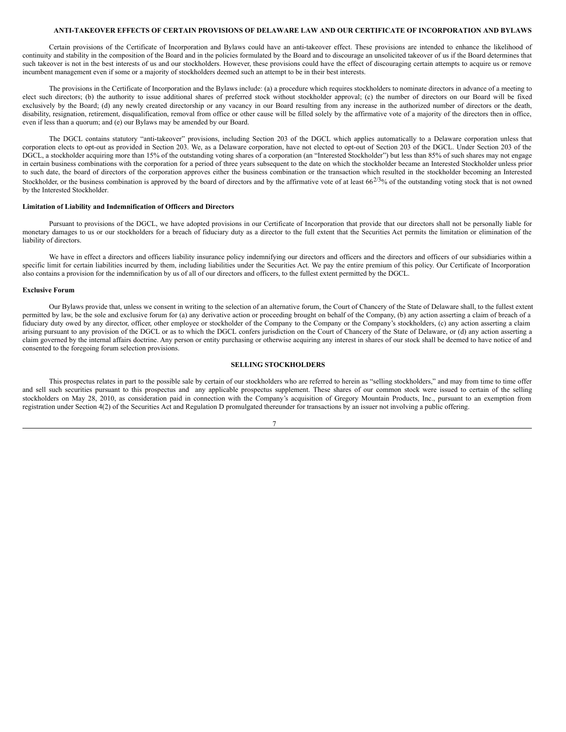## ANTI-TAKEOVER EFFECTS OF CERTAIN PROVISIONS OF DELAWARE LAW AND OUR CERTIFICATE OF INCORPORATION AND BYLAWS

Certain provisions of the Certificate of Incorporation and Bylaws could have an anti-takeover effect. These provisions are intended to enhance the likelihood of continuity and stability in the composition of the Board and in the policies formulated by the Board and to discourage an unsolicited takeover of us if the Board determines that such takeover is not in the best interests of us and our stockholders. However, these provisions could have the effect of discouraging certain attempts to acquire us or remove incumbent management even if some or a majority of stockholders deemed such an attempt to be in their best interests.

The provisions in the Certificate of Incorporation and the Bylaws include: (a) a procedure which requires stockholders to nominate directors in advance of a meeting to elect such directors; (b) the authority to issue additional shares of preferred stock without stockholder approval; (c) the number of directors on our Board will be fixed exclusively by the Board; (d) any newly created directorship or any vacancy in our Board resulting from any increase in the authorized number of directors or the death, disability, resignation, retirement, disqualification, removal from office or other cause will be filled solely by the affirmative vote of a majority of the directors then in office, even if less than a quorum; and (e) our Bylaws may be amended by our Board.

The DGCL contains statutory "anti-takeover" provisions, including Section 203 of the DGCL which applies automatically to a Delaware corporation unless that corporation elects to opt-out as provided in Section 203. We, as a Delaware corporation, have not elected to opt-out of Section 203 of the DGCL. Under Section 203 of the DGCL, a stockholder acquiring more than 15% of the outstanding voting shares of a corporation (an "Interested Stockholder") but less than 85% of such shares may not engage in certain business combinations with the corporation for a period of three years subsequent to the date on which the stockholder became an Interested Stockholder unless prior to such date, the board of directors of the corporation approves either the business combination or the transaction which resulted in the stockholder becoming an Interested Stockholder, or the business combination is approved by the board of directors and by the affirmative vote of at least $66^{2/3}$% of the outstanding voting stock that is not owned by the Interested Stockholder.

### Limitation of Liability and Indemnification of Officers and Directors

Pursuant to provisions of the DGCL, we have adopted provisions in our Certificate of Incorporation that provide that our directors shall not be personally liable for monetary damages to us or our stockholders for a breach of fiduciary duty as a director to the full extent that the Securities Act permits the limitation or elimination of the liability of directors.

We have in effect a directors and officers liability insurance policy indemnifying our directors and officers and the directors and officers of our subsidiaries within a specific limit for certain liabilities incurred by them, including liabilities under the Securities Act. We pay the entire premium of this policy. Our Certificate of Incorporation also contains a provision for the indemnification by us of all of our directors and officers, to the fullest extent permitted by the DGCL.

### Exclusive Forum

Our Bylaws provide that, unless we consent in writing to the selection of an alternative forum, the Court of Chancery of the State of Delaware shall, to the fullest extent permitted by law, be the sole and exclusive forum for (a) any derivative action or proceeding brought on behalf of the Company, (b) any action asserting a claim of breach of a fiduciary duty owed by any director, officer, other employee or stockholder of the Company to the Company or the Company's stockholders, (c) any action asserting a claim arising pursuant to any provision of the DGCL or as to which the DGCL confers jurisdiction on the Court of Chancery of the State of Delaware, or (d) any action asserting a claim governed by the internal affairs doctrine. Any person or entity purchasing or otherwise acquiring any interest in shares of our stock shall be deemed to have notice of and consented to the foregoing forum selection provisions.

## SELLING STOCKHOLDERS

This prospectus relates in part to the possible sale by certain of our stockholders who are referred to herein as "selling stockholders," and may from time to time offer and sell such securities pursuant to this prospectus and any applicable prospectus supplement. These shares of our common stock were issued to certain of the selling stockholders on May 28, 2010, as consideration paid in connection with the Company's acquisition of Gregory Mountain Products, Inc., pursuant to an exemption from registration under Section 4(2) of the Securities Act and Regulation D promulgated thereunder for transactions by an issuer not involving a public offering.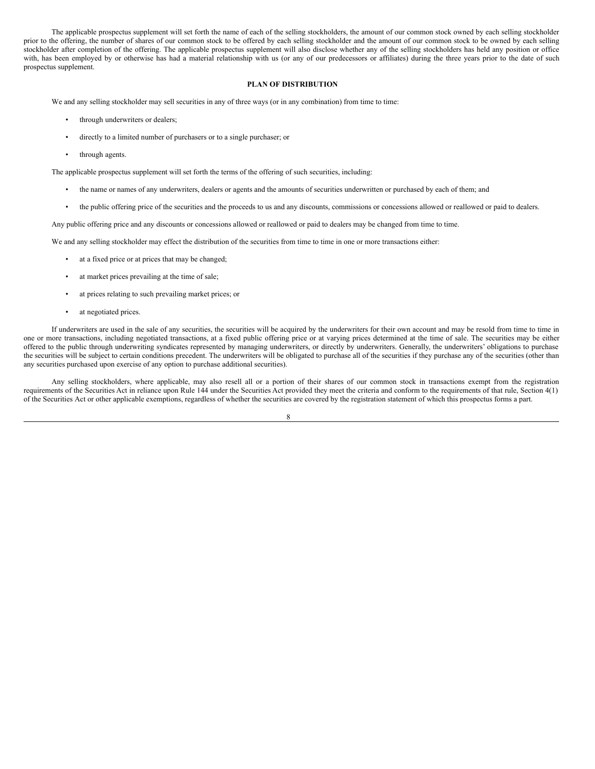The applicable prospectus supplement will set forth the name of each of the selling stockholders, the amount of our common stock owned by each selling stockholder prior to the offering, the number of shares of our common stock to be offered by each selling stockholder and the amount of our common stock to be owned by each selling stockholder after completion of the offering. The applicable prospectus supplement will also disclose whether any of the selling stockholders has held any position or office with, has been employed by or otherwise has had a material relationship with us (or any of our predecessors or affiliates) during the three years prior to the date of such prospectus supplement.

## PLAN OF DISTRIBUTION

We and any selling stockholder may sell securities in any of three ways (or in any combination) from time to time:

- through underwriters or dealers;
- directly to a limited number of purchasers or to a single purchaser; or
- through agents.

The applicable prospectus supplement will set forth the terms of the offering of such securities, including:

- the name or names of any underwriters, dealers or agents and the amounts of securities underwritten or purchased by each of them; and
- the public offering price of the securities and the proceeds to us and any discounts, commissions or concessions allowed or reallowed or paid to dealers.

Any public offering price and any discounts or concessions allowed or reallowed or paid to dealers may be changed from time to time.

We and any selling stockholder may effect the distribution of the securities from time to time in one or more transactions either:

- at a fixed price or at prices that may be changed;
- at market prices prevailing at the time of sale;
- at prices relating to such prevailing market prices; or
- at negotiated prices.

If underwriters are used in the sale of any securities, the securities will be acquired by the underwriters for their own account and may be resold from time to time in one or more transactions, including negotiated transactions, at a fixed public offering price or at varying prices determined at the time of sale. The securities may be either offered to the public through underwriting syndicates represented by managing underwriters, or directly by underwriters. Generally, the underwriters' obligations to purchase the securities will be subject to certain conditions precedent. The underwriters will be obligated to purchase all of the securities if they purchase any of the securities (other than any securities purchased upon exercise of any option to purchase additional securities).

Any selling stockholders, where applicable, may also resell all or a portion of their shares of our common stock in transactions exempt from the registration requirements of the Securities Act in reliance upon Rule 144 under the Securities Act provided they meet the criteria and conform to the requirements of that rule, Section 4(1) of the Securities Act or other applicable exemptions, regardless of whether the securities are covered by the registration statement of which this prospectus forms a part.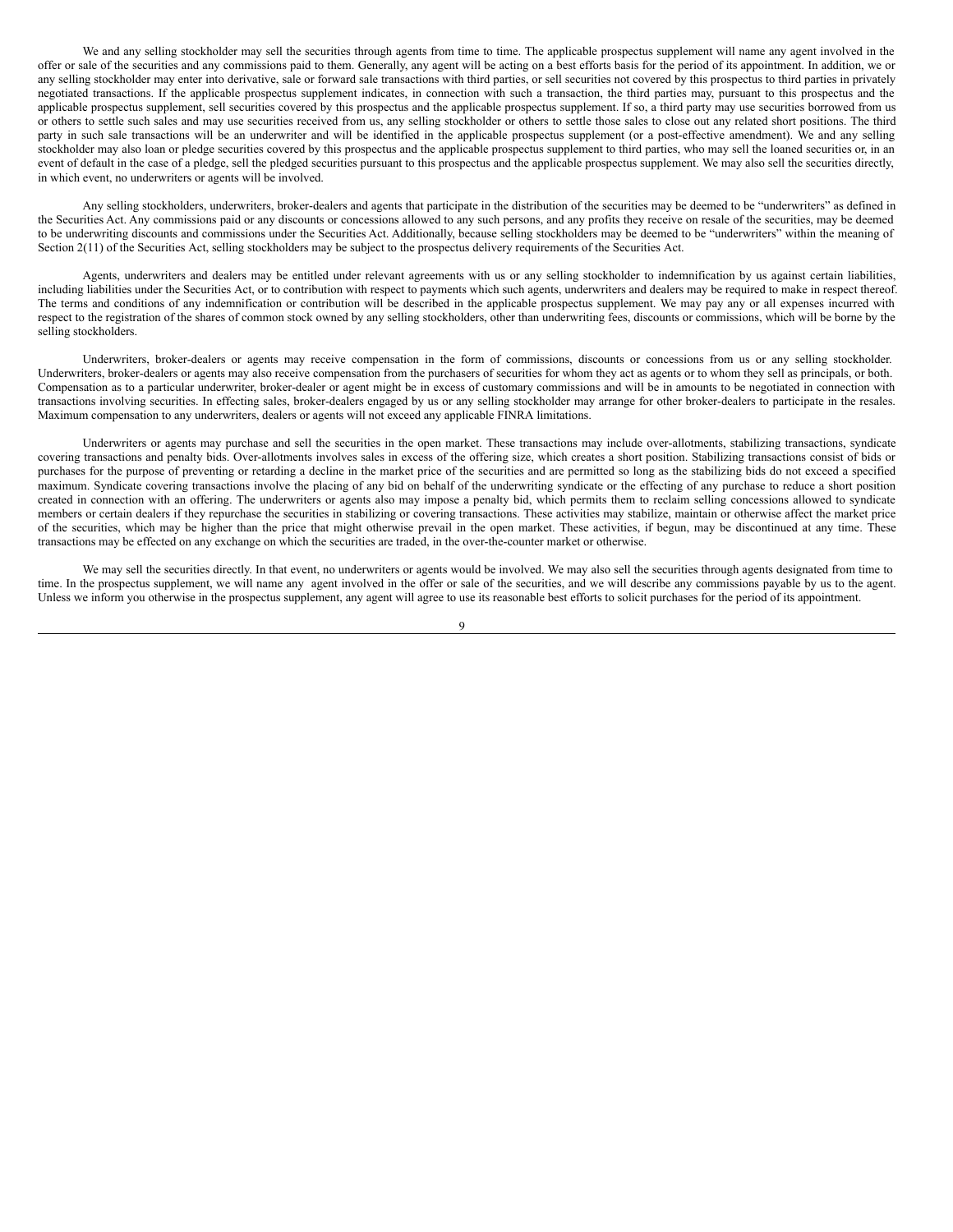We and any selling stockholder may sell the securities through agents from time to time. The applicable prospectus supplement will name any agent involved in the offer or sale of the securities and any commissions paid to them. Generally, any agent will be acting on a best efforts basis for the period of its appointment. In addition, we or any selling stockholder may enter into derivative, sale or forward sale transactions with third parties, or sell securities not covered by this prospectus to third parties in privately negotiated transactions. If the applicable prospectus supplement indicates, in connection with such a transaction, the third parties may, pursuant to this prospectus and the applicable prospectus supplement, sell securities covered by this prospectus and the applicable prospectus supplement. If so, a third party may use securities borrowed from us or others to settle such sales and may use securities received from us, any selling stockholder or others to settle those sales to close out any related short positions. The third party in such sale transactions will be an underwriter and will be identified in the applicable prospectus supplement (or a post-effective amendment). We and any selling stockholder may also loan or pledge securities covered by this prospectus and the applicable prospectus supplement to third parties, who may sell the loaned securities or, in an event of default in the case of a pledge, sell the pledged securities pursuant to this prospectus and the applicable prospectus supplement. We may also sell the securities directly, in which event, no underwriters or agents will be involved.

Any selling stockholders, underwriters, broker-dealers and agents that participate in the distribution of the securities may be deemed to be "underwriters" as defined in the Securities Act. Any commissions paid or any discounts or concessions allowed to any such persons, and any profits they receive on resale of the securities, may be deemed to be underwriting discounts and commissions under the Securities Act. Additionally, because selling stockholders may be deemed to be "underwriters" within the meaning of Section 2(11) of the Securities Act, selling stockholders may be subject to the prospectus delivery requirements of the Securities Act.

Agents, underwriters and dealers may be entitled under relevant agreements with us or any selling stockholder to indemnification by us against certain liabilities, including liabilities under the Securities Act, or to contribution with respect to payments which such agents, underwriters and dealers may be required to make in respect thereof. The terms and conditions of any indemnification or contribution will be described in the applicable prospectus supplement. We may pay any or all expenses incurred with respect to the registration of the shares of common stock owned by any selling stockholders, other than underwriting fees, discounts or commissions, which will be borne by the selling stockholders.

Underwriters, broker-dealers or agents may receive compensation in the form of commissions, discounts or concessions from us or any selling stockholder. Underwriters, broker-dealers or agents may also receive compensation from the purchasers of securities for whom they act as agents or to whom they sell as principals, or both. Compensation as to a particular underwriter, broker-dealer or agent might be in excess of customary commissions and will be in amounts to be negotiated in connection with transactions involving securities. In effecting sales, broker-dealers engaged by us or any selling stockholder may arrange for other broker-dealers to participate in the resales. Maximum compensation to any underwriters, dealers or agents will not exceed any applicable FINRA limitations.

Underwriters or agents may purchase and sell the securities in the open market. These transactions may include over-allotments, stabilizing transactions, syndicate covering transactions and penalty bids. Over-allotments involves sales in excess of the offering size, which creates a short position. Stabilizing transactions consist of bids or purchases for the purpose of preventing or retarding a decline in the market price of the securities and are permitted so long as the stabilizing bids do not exceed a specified maximum. Syndicate covering transactions involve the placing of any bid on behalf of the underwriting syndicate or the effecting of any purchase to reduce a short position created in connection with an offering. The underwriters or agents also may impose a penalty bid, which permits them to reclaim selling concessions allowed to syndicate members or certain dealers if they repurchase the securities in stabilizing or covering transactions. These activities may stabilize, maintain or otherwise affect the market price of the securities, which may be higher than the price that might otherwise prevail in the open market. These activities, if begun, may be discontinued at any time. These transactions may be effected on any exchange on which the securities are traded, in the over-the-counter market or otherwise.

We may sell the securities directly. In that event, no underwriters or agents would be involved. We may also sell the securities through agents designated from time to time. In the prospectus supplement, we will name any agent involved in the offer or sale of the securities, and we will describe any commissions payable by us to the agent. Unless we inform you otherwise in the prospectus supplement, any agent will agree to use its reasonable best efforts to solicit purchases for the period of its appointment.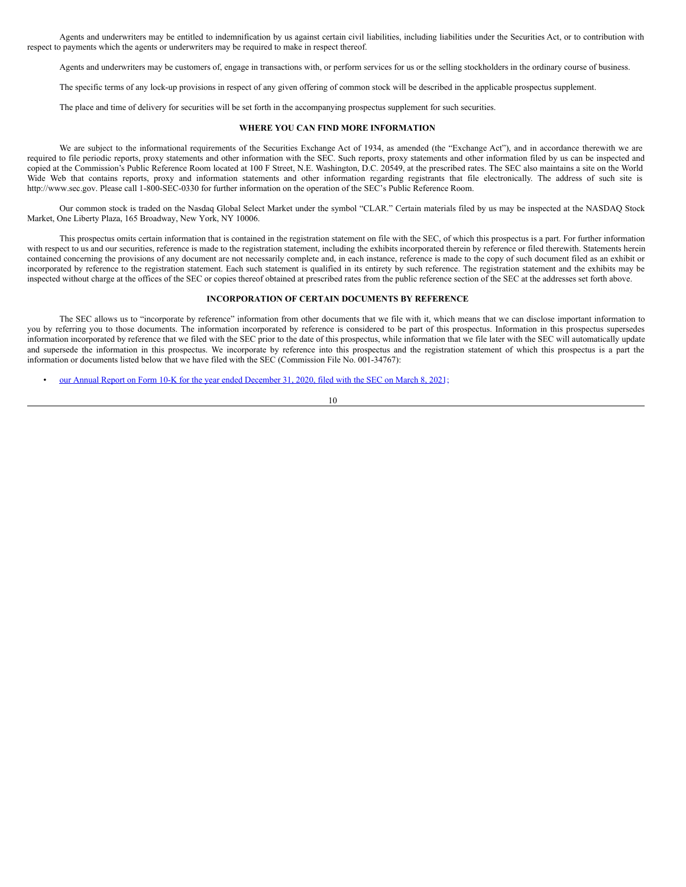Agents and underwriters may be entitled to indemnification by us against certain civil liabilities, including liabilities under the Securities Act, or to contribution with respect to payments which the agents or underwriters may be required to make in respect thereof.

Agents and underwriters may be customers of, engage in transactions with, or perform services for us or the selling stockholders in the ordinary course of business.

The specific terms of any lock-up provisions in respect of any given offering of common stock will be described in the applicable prospectus supplement.

The place and time of delivery for securities will be set forth in the accompanying prospectus supplement for such securities.

## WHERE YOU CAN FIND MORE INFORMATION

We are subject to the informational requirements of the Securities Exchange Act of 1934, as amended (the "Exchange Act"), and in accordance therewith we are required to file periodic reports, proxy statements and other information with the SEC. Such reports, proxy statements and other information filed by us can be inspected and copied at the Commission's Public Reference Room located at 100 F Street, N.E. Washington, D.C. 20549, at the prescribed rates. The SEC also maintains a site on the World Wide Web that contains reports, proxy and information statements and other information regarding registrants that file electronically. The address of such site is http://www.sec.gov. Please call 1-800-SEC-0330 for further information on the operation of the SEC's Public Reference Room.

Our common stock is traded on the Nasdaq Global Select Market under the symbol "CLAR." Certain materials filed by us may be inspected at the NASDAQ Stock Market, One Liberty Plaza, 165 Broadway, New York, NY 10006.

This prospectus omits certain information that is contained in the registration statement on file with the SEC, of which this prospectus is a part. For further information with respect to us and our securities, reference is made to the registration statement, including the exhibits incorporated therein by reference or filed therewith. Statements herein contained concerning the provisions of any document are not necessarily complete and, in each instance, reference is made to the copy of such document filed as an exhibit or incorporated by reference to the registration statement. Each such statement is qualified in its entirety by such reference. The registration statement and the exhibits may be inspected without charge at the offices of the SEC or copies thereof obtained at prescribed rates from the public reference section of the SEC at the addresses set forth above.

## INCORPORATION OF CERTAIN DOCUMENTS BY REFERENCE

The SEC allows us to "incorporate by reference" information from other documents that we file with it, which means that we can disclose important information to you by referring you to those documents. The information incorporated by reference is considered to be part of this prospectus. Information in this prospectus supersedes information incorporated by reference that we filed with the SEC prior to the date of this prospectus, while information that we file later with the SEC will automatically update and supersede the information in this prospectus. We incorporate by reference into this prospectus and the registration statement of which this prospectus is a part the information or documents listed below that we have filed with the SEC (Commission File No. 001-34767):

- our Annual Report on Form 10-K for the year ended December 31, 2020, filed with the SEC on March 8, 2021;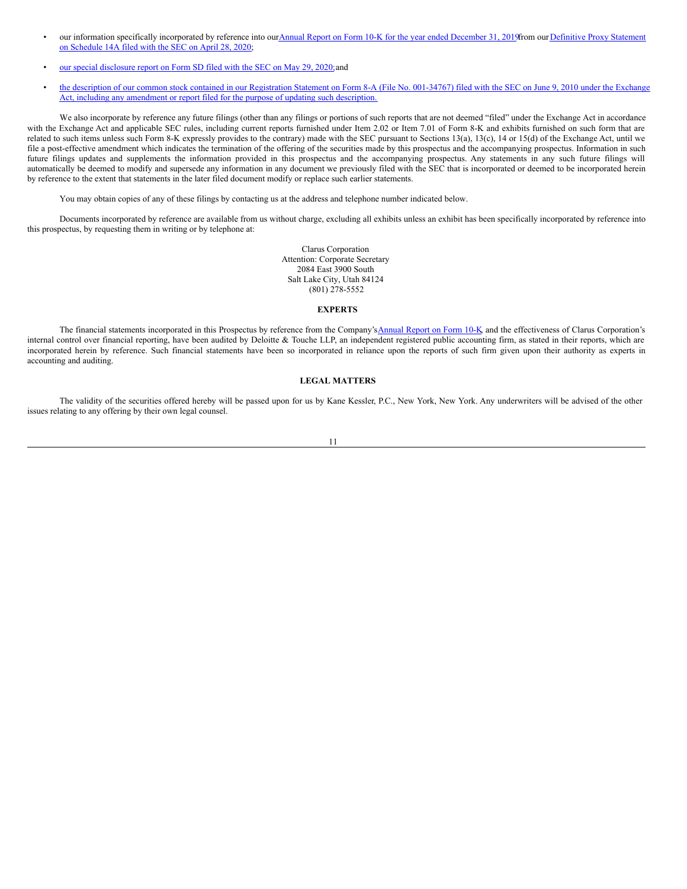- our information specifically incorporated by reference into our Annual Report on Form 10-K for the year ended December 31, 2019 from our Definitive Proxy Statement on Schedule 14A filed with the SEC on April 28, 2020;
- our special disclosure report on Form SD filed with the SEC on May 29, 2020; and
- the description of our common stock contained in our Registration Statement on Form 8-A (File No. 001-34767) filed with the SEC on June 9, 2010 under the Exchange Act, including any amendment or report filed for the purpose of updating such description.

We also incorporate by reference any future filings (other than any filings or portions of such reports that are not deemed "filed" under the Exchange Act in accordance with the Exchange Act and applicable SEC rules, including current reports furnished under Item 2.02 or Item 7.01 of Form 8-K and exhibits furnished on such form that are related to such items unless such Form 8-K expressly provides to the contrary) made with the SEC pursuant to Sections 13(a), 13(c), 14 or 15(d) of the Exchange Act, until we file a post-effective amendment which indicates the termination of the offering of the securities made by this prospectus and the accompanying prospectus. Information in such future filings updates and supplements the information provided in this prospectus and the accompanying prospectus. Any statements in any such future filings will automatically be deemed to modify and supersede any information in any document we previously filed with the SEC that is incorporated or deemed to be incorporated herein by reference to the extent that statements in the later filed document modify or replace such earlier statements.

You may obtain copies of any of these filings by contacting us at the address and telephone number indicated below.

Documents incorporated by reference are available from us without charge, excluding all exhibits unless an exhibit has been specifically incorporated by reference into this prospectus, by requesting them in writing or by telephone at:

Clarus Corporation
Attention: Corporate Secretary
2084 East 3900 South
Salt Lake City, Utah 84124
(801) 278-5552

## EXPERTS

The financial statements incorporated in this Prospectus by reference from the Company's Annual Report on Form 10-K and the effectiveness of Clarus Corporation's internal control over financial reporting, have been audited by Deloitte & Touche LLP, an independent registered public accounting firm, as stated in their reports, which are incorporated herein by reference. Such financial statements have been so incorporated in reliance upon the reports of such firm given upon their authority as experts in accounting and auditing.

## LEGAL MATTERS

The validity of the securities offered hereby will be passed upon for us by Kane Kessler, P.C., New York, New York. Any underwriters will be advised of the other issues relating to any offering by their own legal counsel.